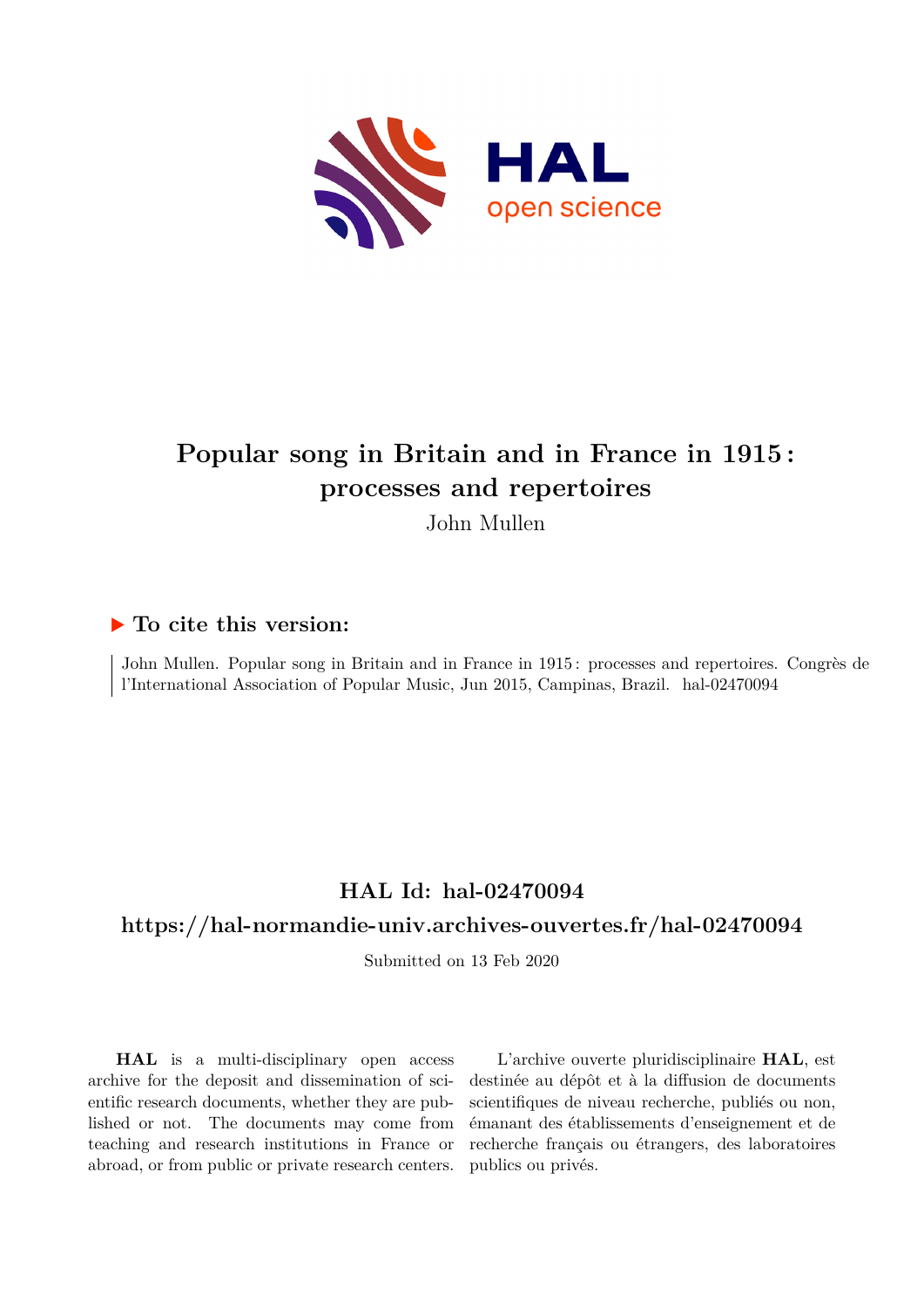# Popular song in Britain and in France in 1915 : processes and repertoires

John Mullen

## ▶ To cite this version:

John Mullen. Popular song in Britain and in France in 1915 : processes and repertoires. Congrès de l'International Association of Popular Music, Jun 2015, Campinas, Brazil. hal-02470094

## HAL Id: hal-02470094

## https://hal-normandie-univ.archives-ouvertes.fr/hal-02470094

Submitted on 13 Feb 2020

**HAL** is a multi-disciplinary open access archive for the deposit and dissemination of scientific research documents, whether they are published or not. The documents may come from teaching and research institutions in France or abroad, or from public or private research centers.

L'archive ouverte pluridisciplinaire **HAL**, est destinée au dépôt et à la diffusion de documents scientifiques de niveau recherche, publiés ou non, émanant des établissements d'enseignement et de recherche français ou étrangers, des laboratoires publics ou privés.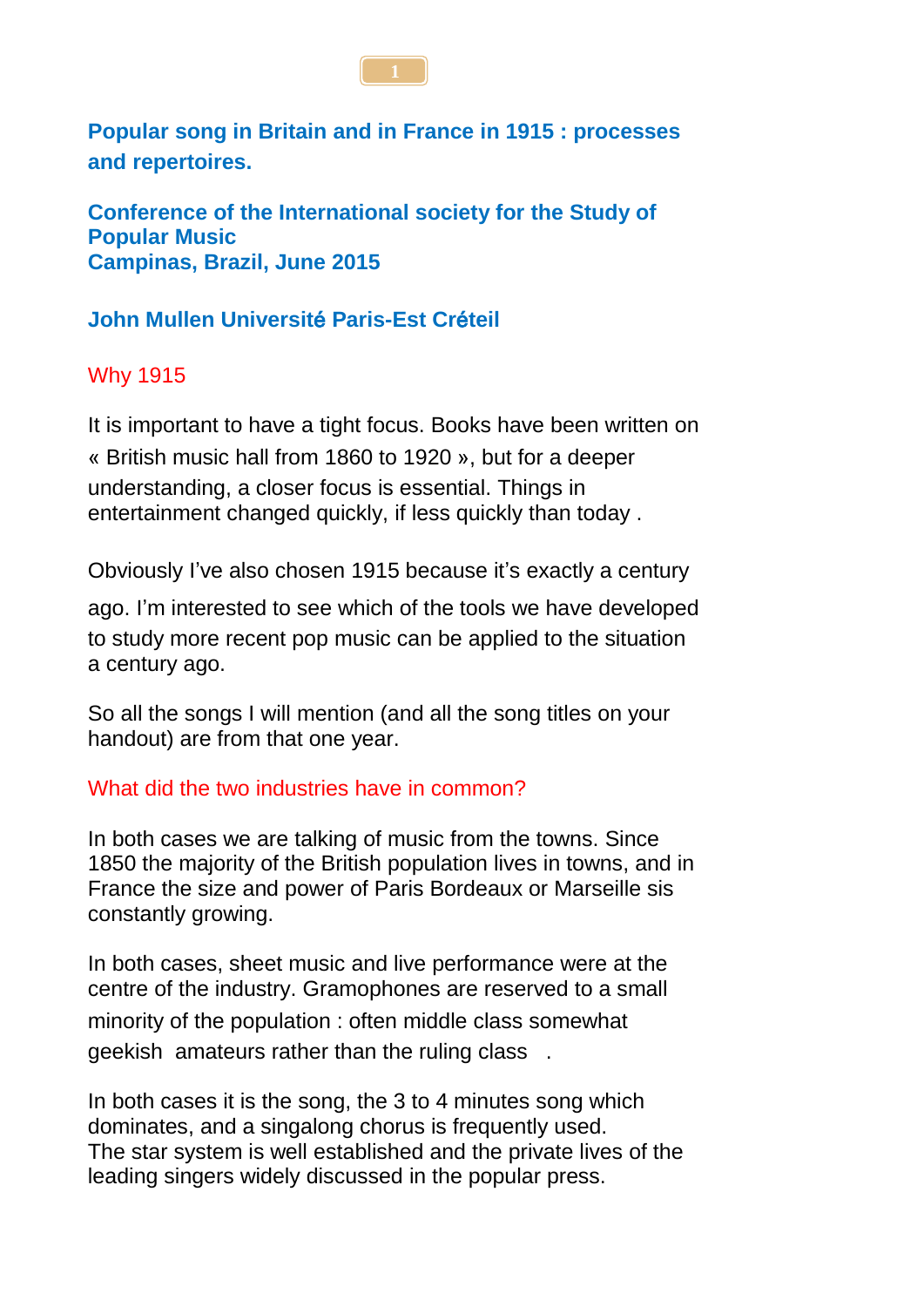## Popular song in Britain and in France in 1915 : processes and repertoires.

### Conference of the International society for the Study of Popular Music
### Campinas, Brazil, June 2015

### John Mullen Université Paris-Est Créteil

### Why 1915

It is important to have a tight focus. Books have been written on « British music hall from 1860 to 1920 », but for a deeper understanding, a closer focus is essential. Things in entertainment changed quickly, if less quickly than today .

Obviously I've also chosen 1915 because it's exactly a century ago. I'm interested to see which of the tools we have developed to study more recent pop music can be applied to the situation a century ago.

So all the songs I will mention (and all the song titles on your handout) are from that one year.

### What did the two industries have in common?

In both cases we are talking of music from the towns. Since 1850 the majority of the British population lives in towns, and in France the size and power of Paris Bordeaux or Marseille sis constantly growing.

In both cases, sheet music and live performance were at the centre of the industry. Gramophones are reserved to a small minority of the population : often middle class somewhat geekish amateurs rather than the ruling class .

In both cases it is the song, the 3 to 4 minutes song which dominates, and a singalong chorus is frequently used.
The star system is well established and the private lives of the leading singers widely discussed in the popular press.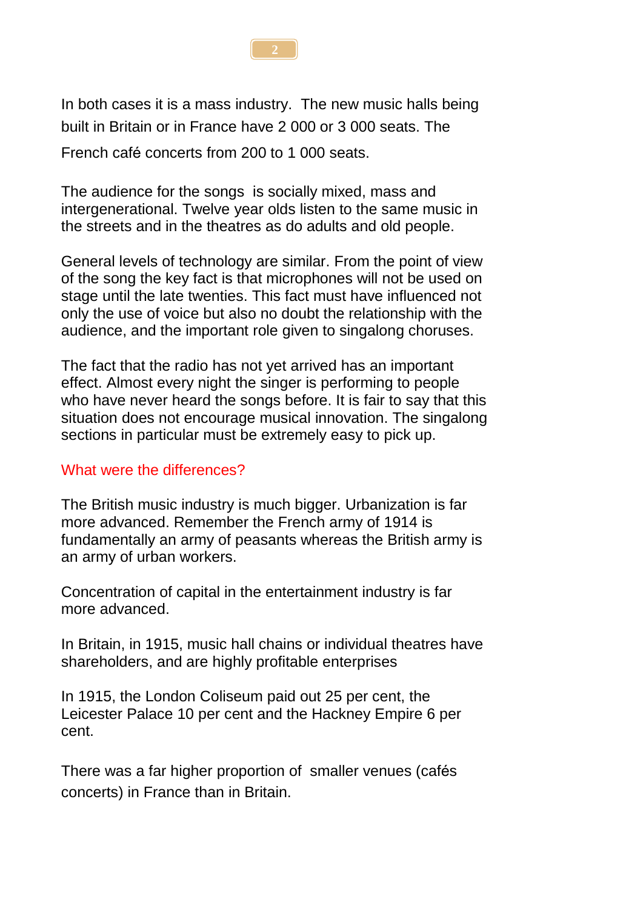In both cases it is a mass industry. The new music halls being built in Britain or in France have 2 000 or 3 000 seats. The French café concerts from 200 to 1 000 seats.

The audience for the songs is socially mixed, mass and intergenerational. Twelve year olds listen to the same music in the streets and in the theatres as do adults and old people.

General levels of technology are similar. From the point of view of the song the key fact is that microphones will not be used on stage until the late twenties. This fact must have influenced not only the use of voice but also no doubt the relationship with the audience, and the important role given to singalong choruses.

The fact that the radio has not yet arrived has an important effect. Almost every night the singer is performing to people who have never heard the songs before. It is fair to say that this situation does not encourage musical innovation. The singalong sections in particular must be extremely easy to pick up.

## What were the differences?

The British music industry is much bigger. Urbanization is far more advanced. Remember the French army of 1914 is fundamentally an army of peasants whereas the British army is an army of urban workers.

Concentration of capital in the entertainment industry is far more advanced.

In Britain, in 1915, music hall chains or individual theatres have shareholders, and are highly profitable enterprises

In 1915, the London Coliseum paid out 25 per cent, the Leicester Palace 10 per cent and the Hackney Empire 6 per cent.

There was a far higher proportion of smaller venues (cafés concerts) in France than in Britain.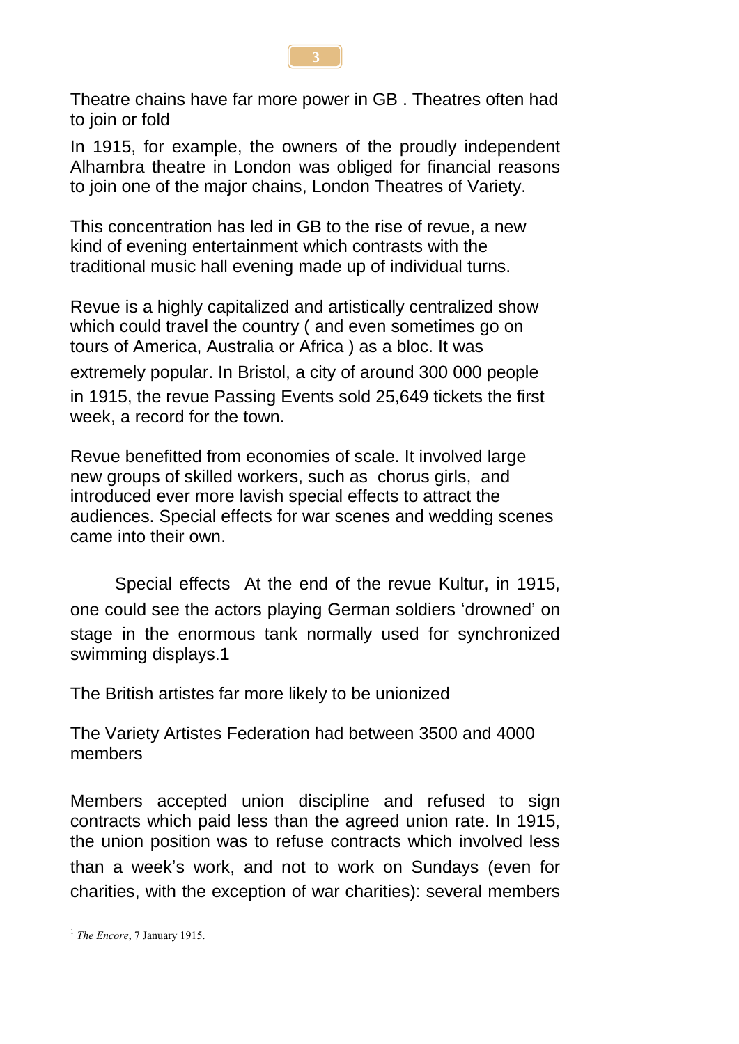Theatre chains have far more power in GB . Theatres often had to join or fold

In 1915, for example, the owners of the proudly independent Alhambra theatre in London was obliged for financial reasons to join one of the major chains, London Theatres of Variety.

This concentration has led in GB to the rise of revue, a new kind of evening entertainment which contrasts with the traditional music hall evening made up of individual turns.

Revue is a highly capitalized and artistically centralized show which could travel the country ( and even sometimes go on tours of America, Australia or Africa ) as a bloc. It was extremely popular. In Bristol, a city of around 300 000 people in 1915, the revue Passing Events sold 25,649 tickets the first week, a record for the town.

Revue benefitted from economies of scale. It involved large new groups of skilled workers, such as chorus girls, and introduced ever more lavish special effects to attract the audiences. Special effects for war scenes and wedding scenes came into their own.

Special effects At the end of the revue Kultur, in 1915, one could see the actors playing German soldiers 'drowned' on stage in the enormous tank normally used for synchronized swimming displays.[1]

The British artistes far more likely to be unionized

The Variety Artistes Federation had between 3500 and 4000 members

Members accepted union discipline and refused to sign contracts which paid less than the agreed union rate. In 1915, the union position was to refuse contracts which involved less than a week's work, and not to work on Sundays (even for charities, with the exception of war charities): several members

[1] *The Encore*, 7 January 1915.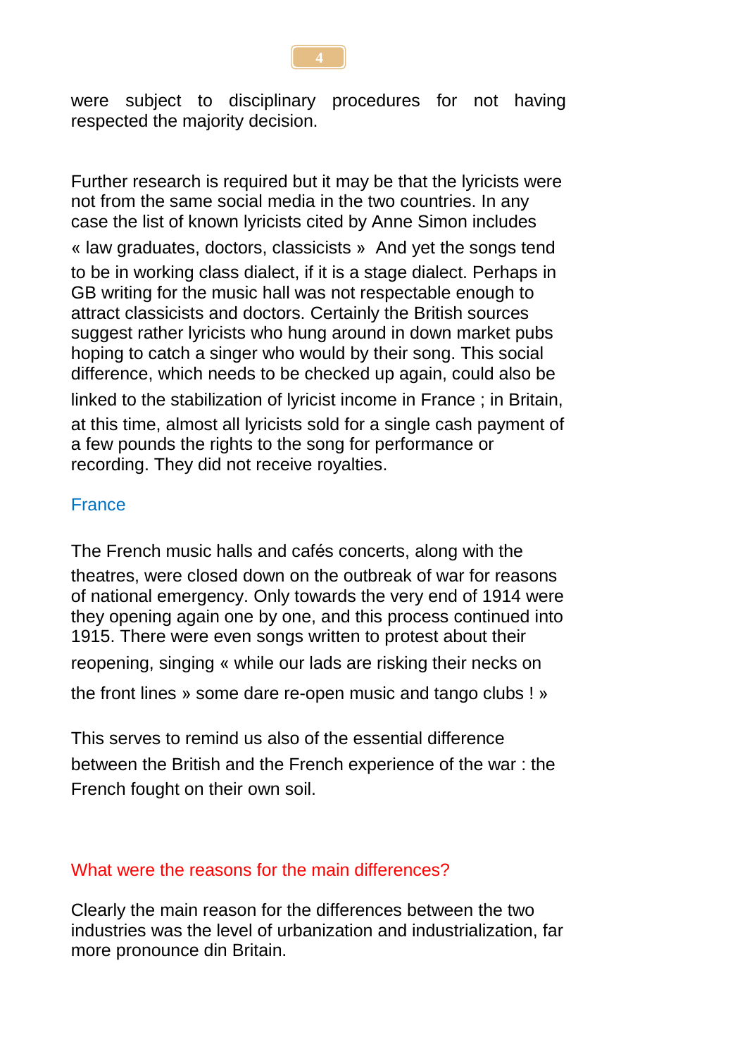were subject to disciplinary procedures for not having respected the majority decision.

Further research is required but it may be that the lyricists were not from the same social media in the two countries. In any case the list of known lyricists cited by Anne Simon includes « law graduates, doctors, classicists » And yet the songs tend to be in working class dialect, if it is a stage dialect. Perhaps in GB writing for the music hall was not respectable enough to attract classicists and doctors. Certainly the British sources suggest rather lyricists who hung around in down market pubs hoping to catch a singer who would by their song. This social difference, which needs to be checked up again, could also be linked to the stabilization of lyricist income in France ; in Britain, at this time, almost all lyricists sold for a single cash payment of a few pounds the rights to the song for performance or recording. They did not receive royalties.

## France

The French music halls and cafés concerts, along with the theatres, were closed down on the outbreak of war for reasons of national emergency. Only towards the very end of 1914 were they opening again one by one, and this process continued into 1915. There were even songs written to protest about their reopening, singing « while our lads are risking their necks on the front lines » some dare re-open music and tango clubs ! »

This serves to remind us also of the essential difference between the British and the French experience of the war : the French fought on their own soil.

## What were the reasons for the main differences?

Clearly the main reason for the differences between the two industries was the level of urbanization and industrialization, far more pronounce din Britain.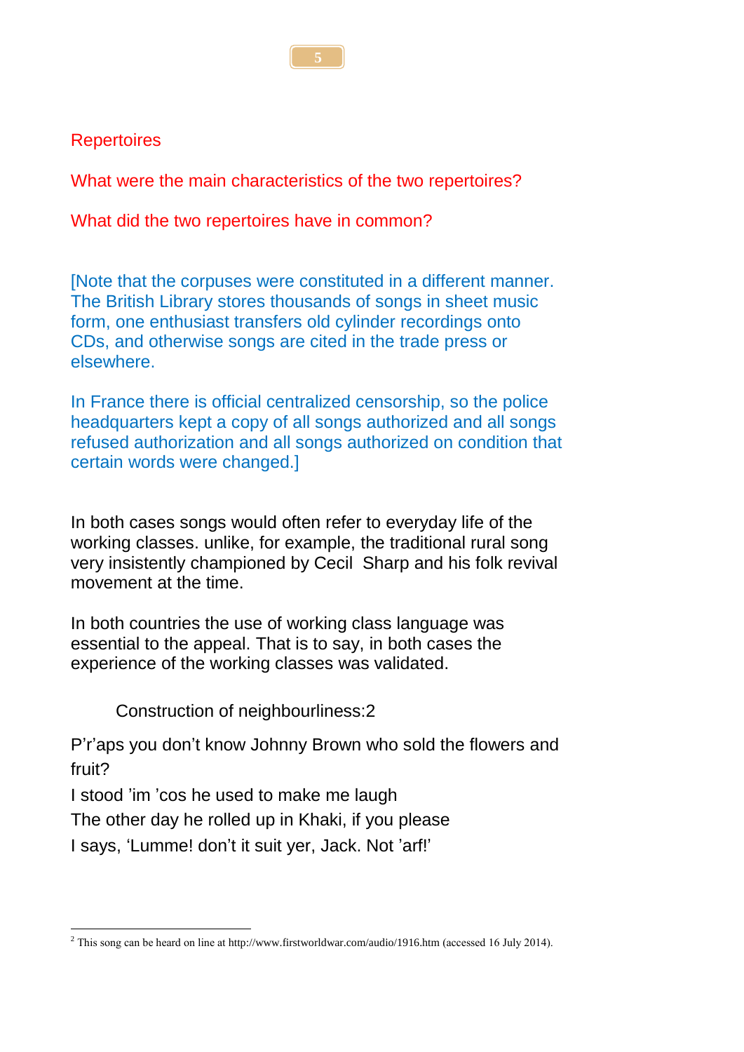## Repertoires

What were the main characteristics of the two repertoires?

What did the two repertoires have in common?

[Note that the corpuses were constituted in a different manner. The British Library stores thousands of songs in sheet music form, one enthusiast transfers old cylinder recordings onto CDs, and otherwise songs are cited in the trade press or elsewhere.

In France there is official centralized censorship, so the police headquarters kept a copy of all songs authorized and all songs refused authorization and all songs authorized on condition that certain words were changed.]

In both cases songs would often refer to everyday life of the working classes. unlike, for example, the traditional rural song very insistently championed by Cecil Sharp and his folk revival movement at the time.

In both countries the use of working class language was essential to the appeal. That is to say, in both cases the experience of the working classes was validated.

Construction of neighbourliness:[2]

P'r'aps you don't know Johnny Brown who sold the flowers and fruit?  
I stood 'im 'cos he used to make me laugh  
The other day he rolled up in Khaki, if you please  
I says, 'Lumme! don't it suit yer, Jack. Not 'arf!'

---

[2] This song can be heard on line at http://www.firstworldwar.com/audio/1916.htm (accessed 16 July 2014).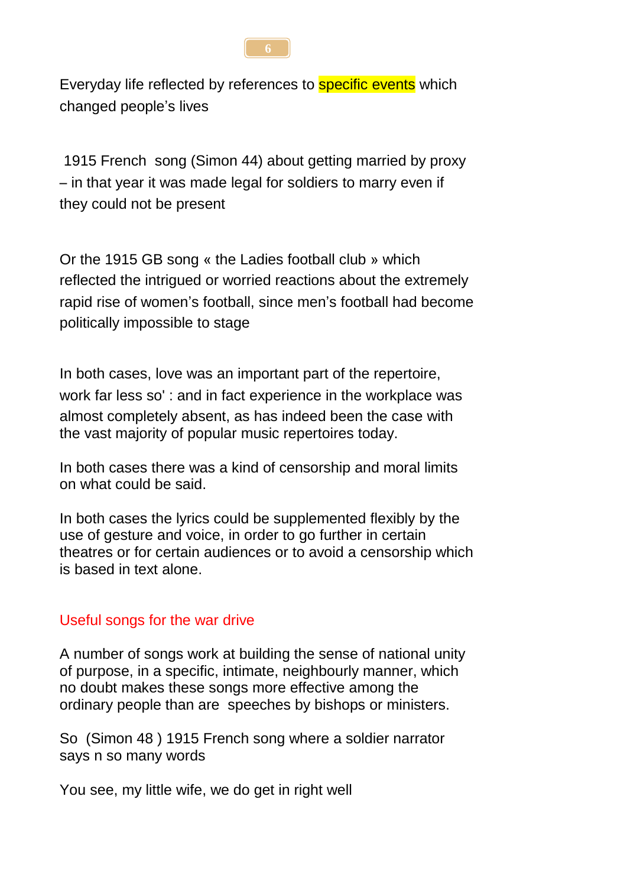Everyday life reflected by references to specific events which changed people's lives

1915 French song (Simon 44) about getting married by proxy – in that year it was made legal for soldiers to marry even if they could not be present

Or the 1915 GB song « the Ladies football club » which reflected the intrigued or worried reactions about the extremely rapid rise of women's football, since men's football had become politically impossible to stage

In both cases, love was an important part of the repertoire, work far less so' : and in fact experience in the workplace was almost completely absent, as has indeed been the case with the vast majority of popular music repertoires today.

In both cases there was a kind of censorship and moral limits on what could be said.

In both cases the lyrics could be supplemented flexibly by the use of gesture and voice, in order to go further in certain theatres or for certain audiences or to avoid a censorship which is based in text alone.

## Useful songs for the war drive

A number of songs work at building the sense of national unity of purpose, in a specific, intimate, neighbourly manner, which no doubt makes these songs more effective among the ordinary people than are speeches by bishops or ministers.

So (Simon 48 ) 1915 French song where a soldier narrator says n so many words

You see, my little wife, we do get in right well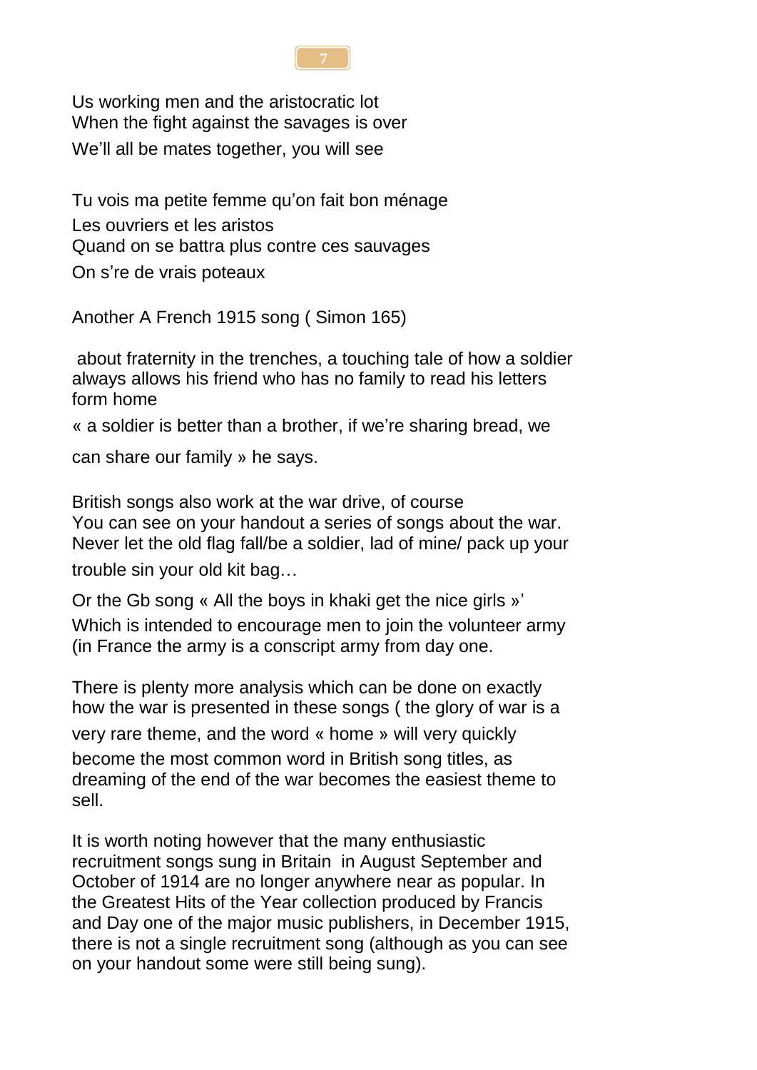Us working men and the aristocratic lot
When the fight against the savages is over
We'll all be mates together, you will see

Tu vois ma petite femme qu'on fait bon ménage
Les ouvriers et les aristos
Quand on se battra plus contre ces sauvages
On s're de vrais poteaux

Another A French 1915 song ( Simon 165)

about fraternity in the trenches, a touching tale of how a soldier always allows his friend who has no family to read his letters form home

« a soldier is better than a brother, if we're sharing bread, we can share our family » he says.

British songs also work at the war drive, of course
You can see on your handout a series of songs about the war.
Never let the old flag fall/be a soldier, lad of mine/ pack up your trouble sin your old kit bag…

Or the Gb song « All the boys in khaki get the nice girls »'
Which is intended to encourage men to join the volunteer army (in France the army is a conscript army from day one.

There is plenty more analysis which can be done on exactly how the war is presented in these songs ( the glory of war is a very rare theme, and the word « home » will very quickly become the most common word in British song titles, as dreaming of the end of the war becomes the easiest theme to sell.

It is worth noting however that the many enthusiastic recruitment songs sung in Britain in August September and October of 1914 are no longer anywhere near as popular. In the Greatest Hits of the Year collection produced by Francis and Day one of the major music publishers, in December 1915, there is not a single recruitment song (although as you can see on your handout some were still being sung).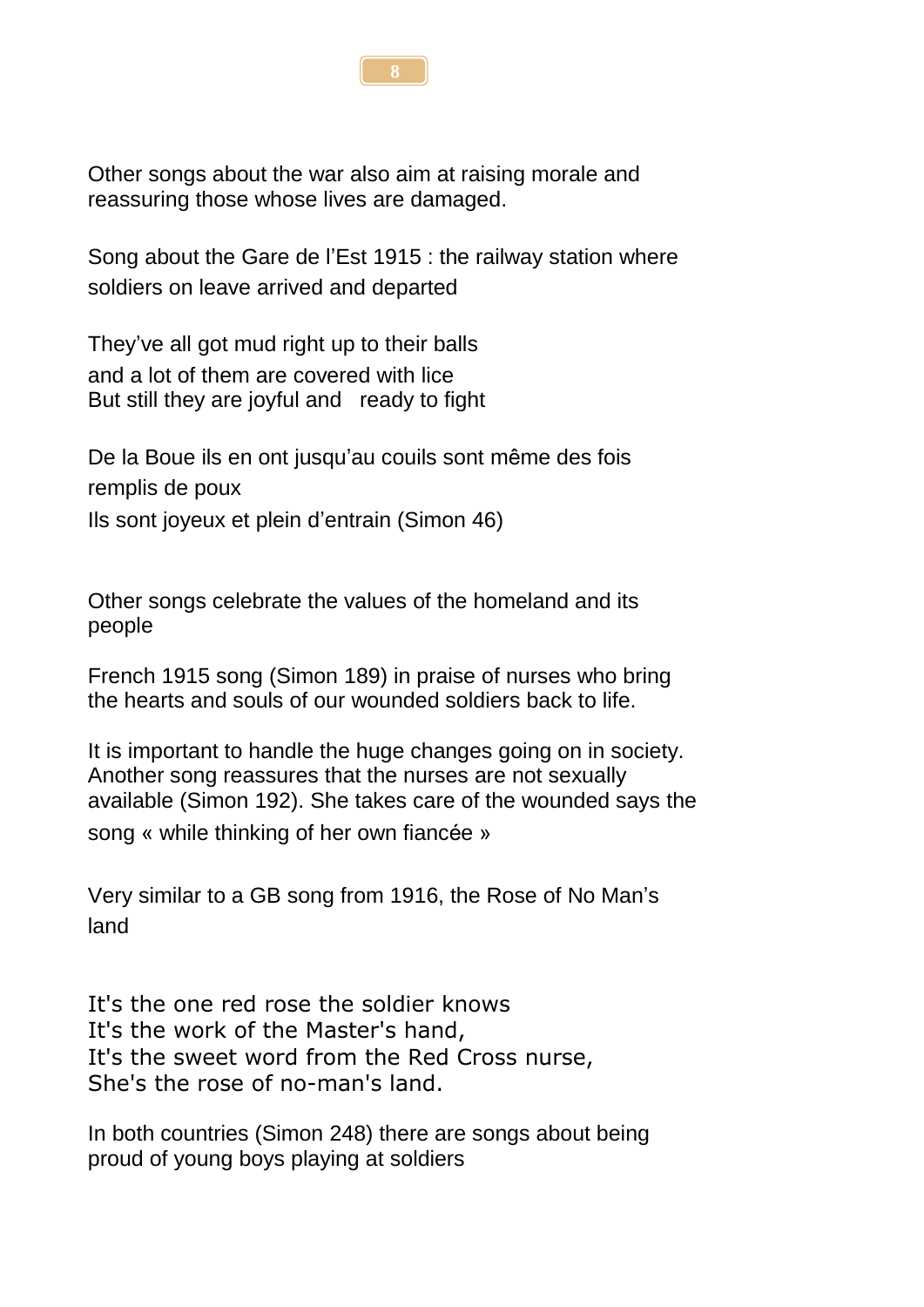Other songs about the war also aim at raising morale and reassuring those whose lives are damaged.

Song about the Gare de l'Est 1915 : the railway station where soldiers on leave arrived and departed

They've all got mud right up to their balls
and a lot of them are covered with lice
But still they are joyful and ready to fight

De la Boue ils en ont jusqu'au couils sont même des fois remplis de poux
Ils sont joyeux et plein d'entrain (Simon 46)

Other songs celebrate the values of the homeland and its people

French 1915 song (Simon 189) in praise of nurses who bring the hearts and souls of our wounded soldiers back to life.

It is important to handle the huge changes going on in society. Another song reassures that the nurses are not sexually available (Simon 192). She takes care of the wounded says the song « while thinking of her own fiancée »

Very similar to a GB song from 1916, the Rose of No Man's land

It's the one red rose the soldier knows
It's the work of the Master's hand,
It's the sweet word from the Red Cross nurse,
She's the rose of no-man's land.

In both countries (Simon 248) there are songs about being proud of young boys playing at soldiers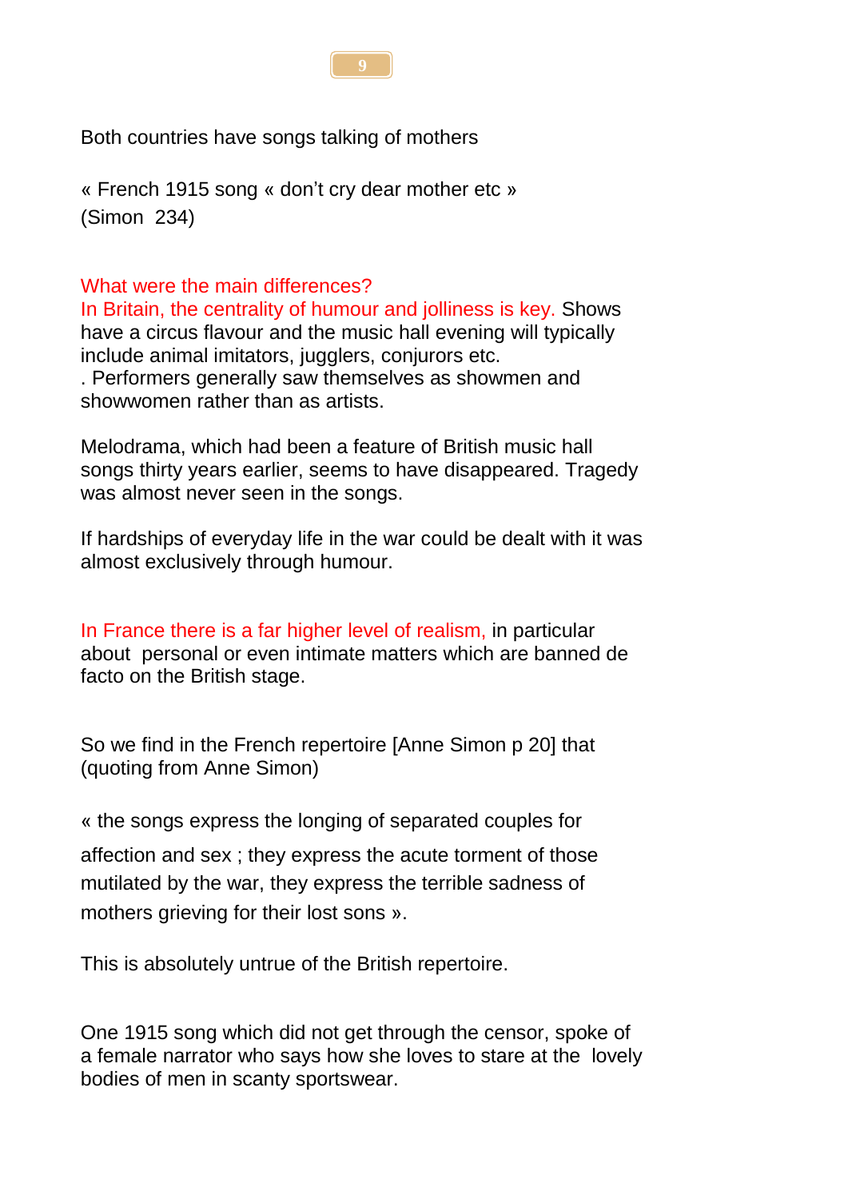Both countries have songs talking of mothers

« French 1915 song « don't cry dear mother etc »
(Simon 234)

What were the main differences?
In Britain, the centrality of humour and jolliness is key. Shows have a circus flavour and the music hall evening will typically include animal imitators, jugglers, conjurors etc.
. Performers generally saw themselves as showmen and showwomen rather than as artists.

Melodrama, which had been a feature of British music hall songs thirty years earlier, seems to have disappeared. Tragedy was almost never seen in the songs.

If hardships of everyday life in the war could be dealt with it was almost exclusively through humour.

In France there is a far higher level of realism, in particular about personal or even intimate matters which are banned de facto on the British stage.

So we find in the French repertoire [Anne Simon p 20] that (quoting from Anne Simon)

« the songs express the longing of separated couples for affection and sex ; they express the acute torment of those mutilated by the war, they express the terrible sadness of mothers grieving for their lost sons ».

This is absolutely untrue of the British repertoire.

One 1915 song which did not get through the censor, spoke of a female narrator who says how she loves to stare at the lovely bodies of men in scanty sportswear.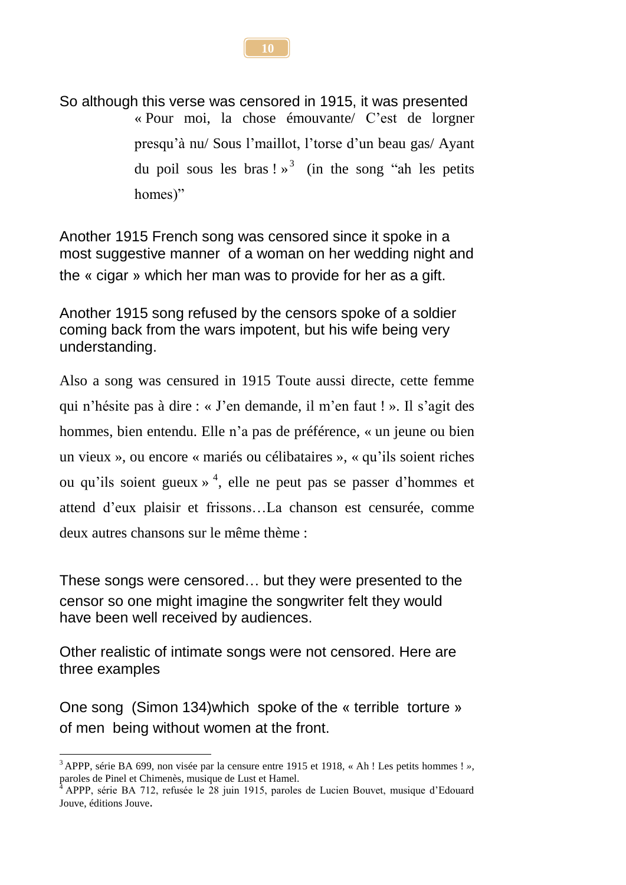So although this verse was censored in 1915, it was presented

> « Pour moi, la chose émouvante/ C'est de lorgner presqu'à nu/ Sous l'maillot, l'torse d'un beau gas/ Ayant du poil sous les bras ! »[3] (in the song "ah les petits homes)"

Another 1915 French song was censored since it spoke in a most suggestive manner of a woman on her wedding night and the « cigar » which her man was to provide for her as a gift.

Another 1915 song refused by the censors spoke of a soldier coming back from the wars impotent, but his wife being very understanding.

Also a song was censured in 1915 Toute aussi directe, cette femme qui n'hésite pas à dire : « J'en demande, il m'en faut ! ». Il s'agit des hommes, bien entendu. Elle n'a pas de préférence, « un jeune ou bien un vieux », ou encore « mariés ou célibataires », « qu'ils soient riches ou qu'ils soient gueux »[4], elle ne peut pas se passer d'hommes et attend d'eux plaisir et frissons…La chanson est censurée, comme deux autres chansons sur le même thème :

These songs were censored… but they were presented to the censor so one might imagine the songwriter felt they would have been well received by audiences.

Other realistic of intimate songs were not censored. Here are three examples

One song (Simon 134)which spoke of the « terrible torture » of men being without women at the front.

---

[3] APPP, série BA 699, non visée par la censure entre 1915 et 1918, « Ah ! Les petits hommes ! », paroles de Pinel et Chimenès, musique de Lust et Hamel.

[4] APPP, série BA 712, refusée le 28 juin 1915, paroles de Lucien Bouvet, musique d'Edouard Jouve, éditions Jouve.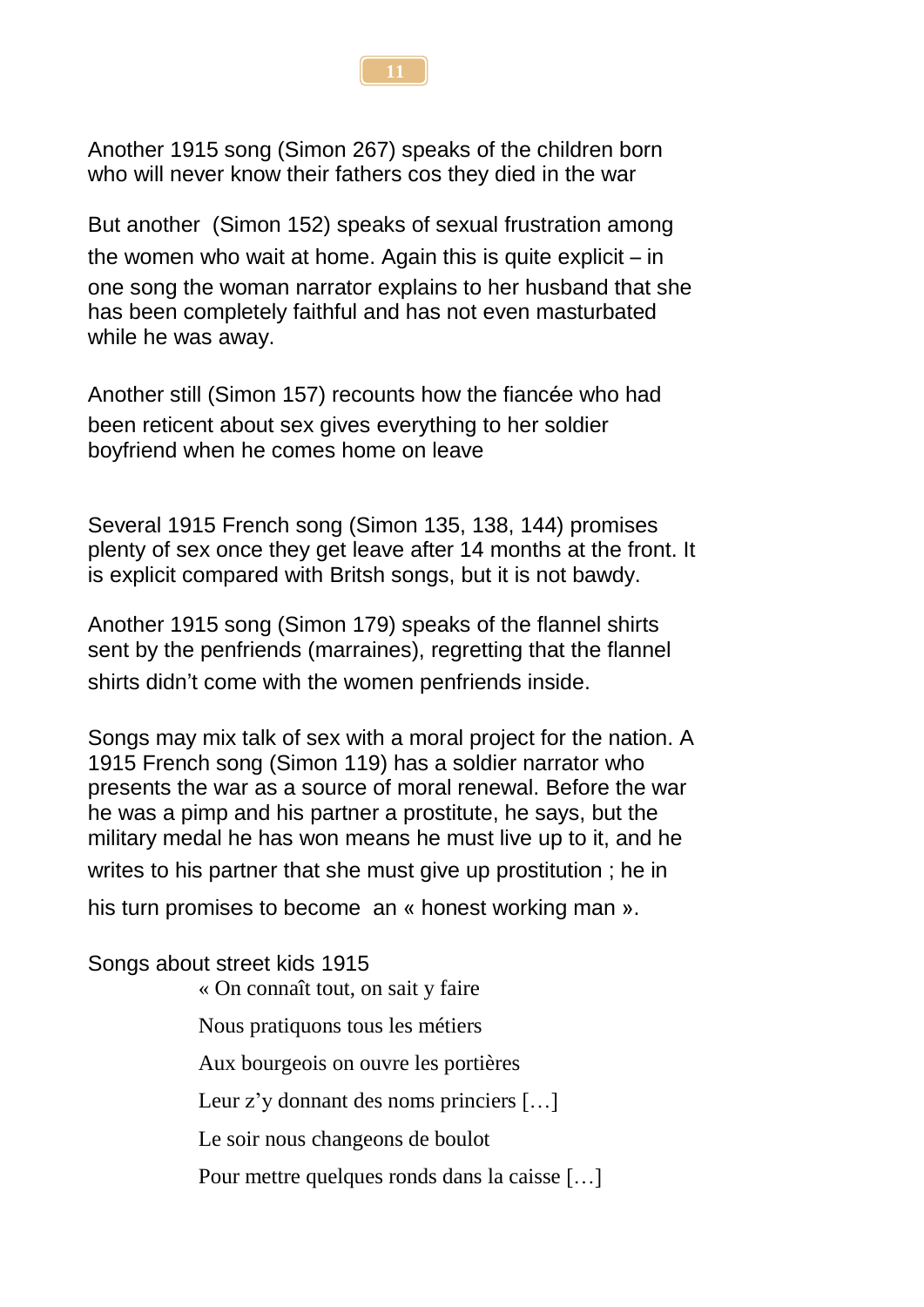Another 1915 song (Simon 267) speaks of the children born who will never know their fathers cos they died in the war

But another (Simon 152) speaks of sexual frustration among the women who wait at home. Again this is quite explicit – in one song the woman narrator explains to her husband that she has been completely faithful and has not even masturbated while he was away.

Another still (Simon 157) recounts how the fiancée who had been reticent about sex gives everything to her soldier boyfriend when he comes home on leave

Several 1915 French song (Simon 135, 138, 144) promises plenty of sex once they get leave after 14 months at the front. It is explicit compared with Britsh songs, but it is not bawdy.

Another 1915 song (Simon 179) speaks of the flannel shirts sent by the penfriends (marraines), regretting that the flannel shirts didn't come with the women penfriends inside.

Songs may mix talk of sex with a moral project for the nation. A 1915 French song (Simon 119) has a soldier narrator who presents the war as a source of moral renewal. Before the war he was a pimp and his partner a prostitute, he says, but the military medal he has won means he must live up to it, and he writes to his partner that she must give up prostitution ; he in his turn promises to become an « honest working man ».

Songs about street kids 1915

> « On connaît tout, on sait y faire
>
> Nous pratiquons tous les métiers
>
> Aux bourgeois on ouvre les portières
>
> Leur z'y donnant des noms princiers […]
>
> Le soir nous changeons de boulot
>
> Pour mettre quelques ronds dans la caisse […]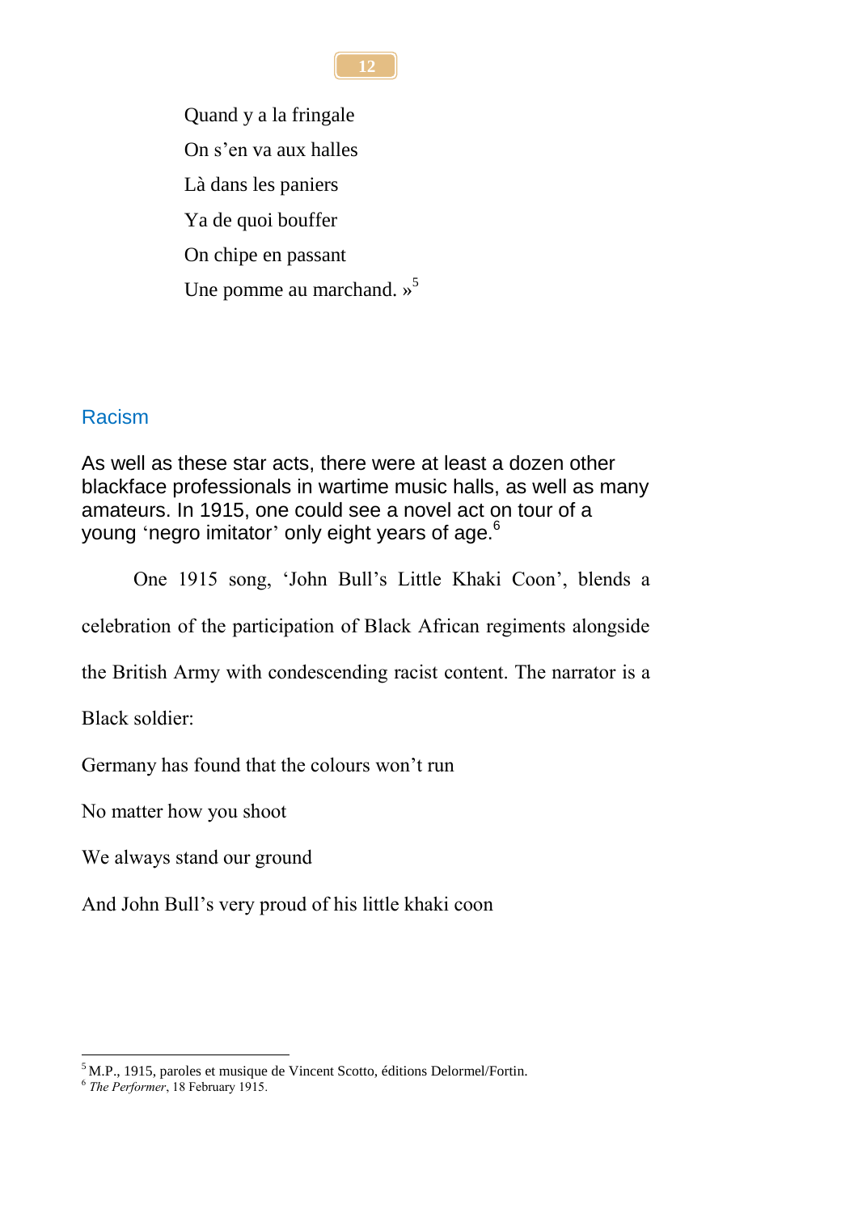Quand y a la fringale

On s’en va aux halles

Là dans les paniers

Ya de quoi bouffer

On chipe en passant

Une pomme au marchand. »[5]

## Racism

As well as these star acts, there were at least a dozen other blackface professionals in wartime music halls, as well as many amateurs. In 1915, one could see a novel act on tour of a young ‘negro imitator’ only eight years of age.[6]

One 1915 song, ‘John Bull’s Little Khaki Coon’, blends a celebration of the participation of Black African regiments alongside the British Army with condescending racist content. The narrator is a Black soldier:

Germany has found that the colours won’t run

No matter how you shoot

We always stand our ground

And John Bull’s very proud of his little khaki coon

---

[5] M.P., 1915, paroles et musique de Vincent Scotto, éditions Delormel/Fortin.

[6] *The Performer*, 18 February 1915.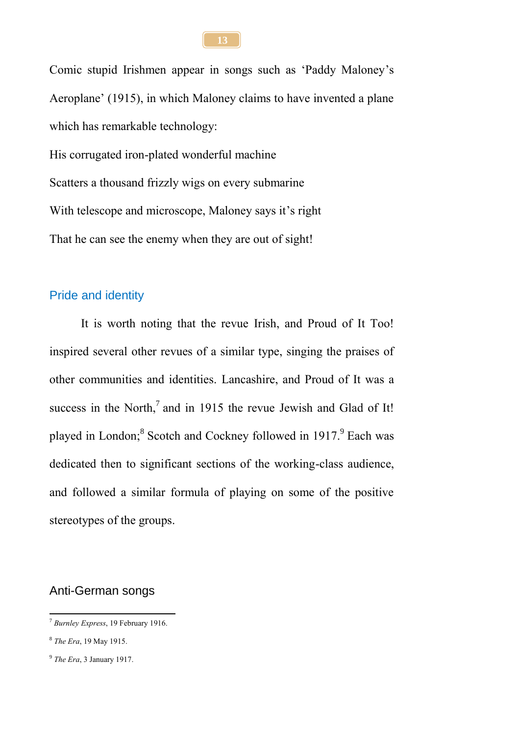Comic stupid Irishmen appear in songs such as 'Paddy Maloney's Aeroplane' (1915), in which Maloney claims to have invented a plane which has remarkable technology:

His corrugated iron-plated wonderful machine
Scatters a thousand frizzly wigs on every submarine
With telescope and microscope, Maloney says it's right
That he can see the enemy when they are out of sight!

## Pride and identity

It is worth noting that the revue Irish, and Proud of It Too! inspired several other revues of a similar type, singing the praises of other communities and identities. Lancashire, and Proud of It was a success in the North,[7] and in 1915 the revue Jewish and Glad of It! played in London;[8] Scotch and Cockney followed in 1917.[9] Each was dedicated then to significant sections of the working-class audience, and followed a similar formula of playing on some of the positive stereotypes of the groups.

## Anti-German songs

---

[7] *Burnley Express*, 19 February 1916.

[8] *The Era*, 19 May 1915.

[9] *The Era*, 3 January 1917.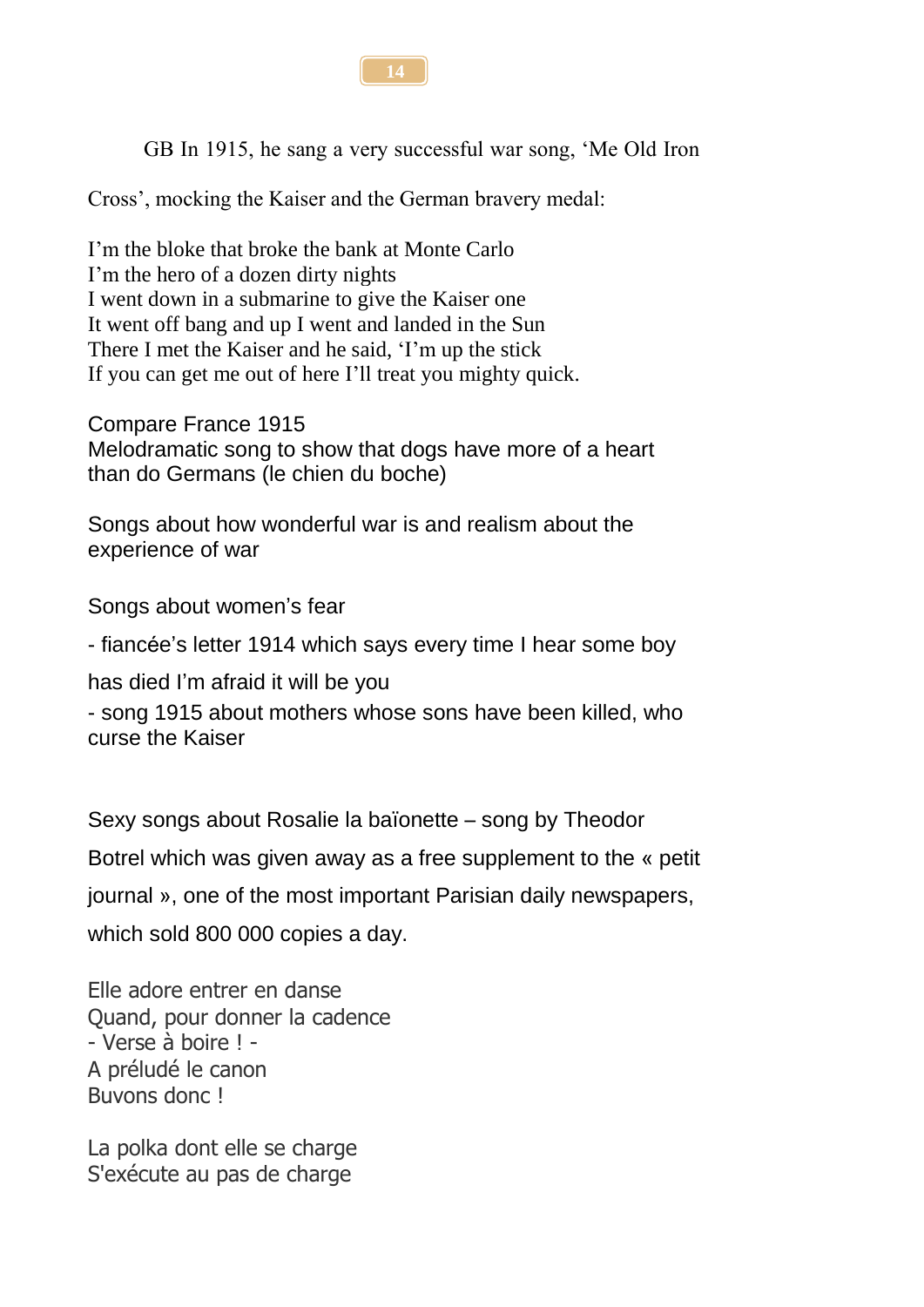GB In 1915, he sang a very successful war song, 'Me Old Iron Cross', mocking the Kaiser and the German bravery medal:

I'm the bloke that broke the bank at Monte Carlo
I'm the hero of a dozen dirty nights
I went down in a submarine to give the Kaiser one
It went off bang and up I went and landed in the Sun
There I met the Kaiser and he said, 'I'm up the stick
If you can get me out of here I'll treat you mighty quick.

Compare France 1915
Melodramatic song to show that dogs have more of a heart than do Germans (le chien du boche)

Songs about how wonderful war is and realism about the experience of war

Songs about women's fear

- fiancée's letter 1914 which says every time I hear some boy has died I'm afraid it will be you
- song 1915 about mothers whose sons have been killed, who curse the Kaiser

Sexy songs about Rosalie la baïonette – song by Theodor Botrel which was given away as a free supplement to the « petit journal », one of the most important Parisian daily newspapers, which sold 800 000 copies a day.

Elle adore entrer en danse
Quand, pour donner la cadence
- Verse à boire ! -
A préludé le canon
Buvons donc !

La polka dont elle se charge
S'exécute au pas de charge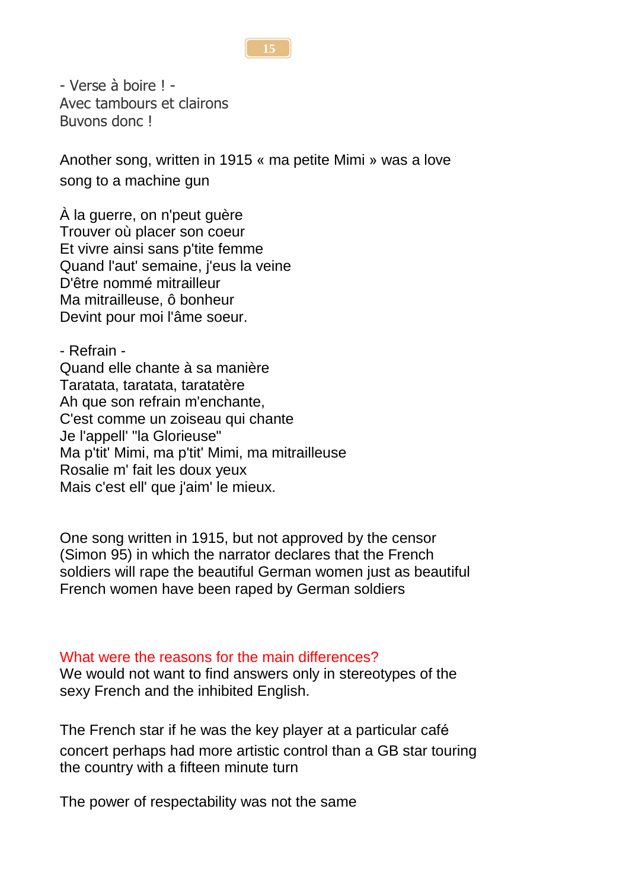- Verse à boire ! -
Avec tambours et clairons
Buvons donc !

Another song, written in 1915 « ma petite Mimi » was a love song to a machine gun

À la guerre, on n'peut guère
Trouver où placer son coeur
Et vivre ainsi sans p'tite femme
Quand l'aut' semaine, j'eus la veine
D'être nommé mitrailleur
Ma mitrailleuse, ô bonheur
Devint pour moi l'âme soeur.

- Refrain -
Quand elle chante à sa manière
Taratata, taratata, taratatère
Ah que son refrain m'enchante,
C'est comme un zoiseau qui chante
Je l'appell' "la Glorieuse"
Ma p'tit' Mimi, ma p'tit' Mimi, ma mitrailleuse
Rosalie m' fait les doux yeux
Mais c'est ell' que j'aim' le mieux.

One song written in 1915, but not approved by the censor (Simon 95) in which the narrator declares that the French soldiers will rape the beautiful German women just as beautiful French women have been raped by German soldiers

What were the reasons for the main differences?
We would not want to find answers only in stereotypes of the sexy French and the inhibited English.

The French star if he was the key player at a particular café concert perhaps had more artistic control than a GB star touring the country with a fifteen minute turn

The power of respectability was not the same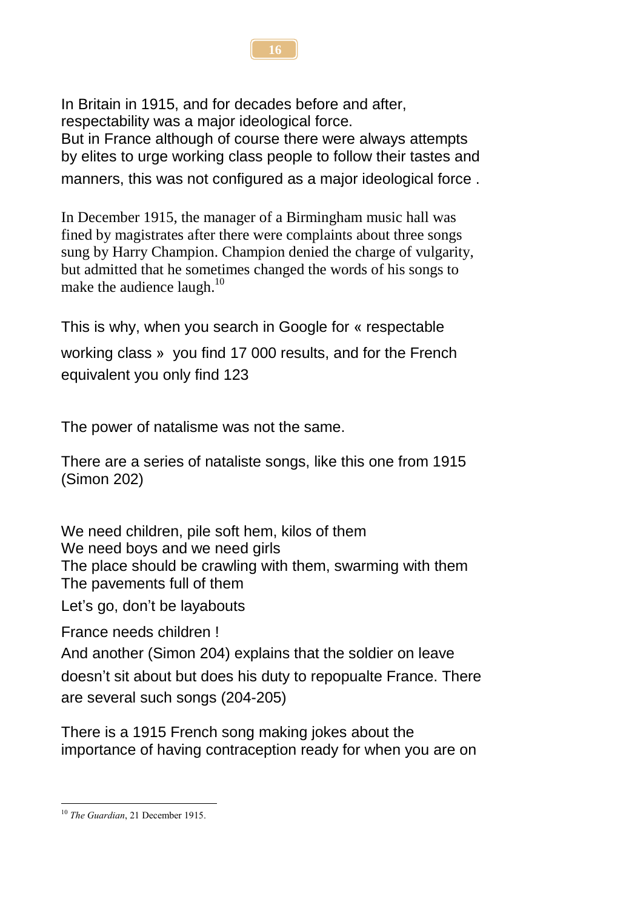In Britain in 1915, and for decades before and after, respectability was a major ideological force.
But in France although of course there were always attempts by elites to urge working class people to follow their tastes and manners, this was not configured as a major ideological force .

In December 1915, the manager of a Birmingham music hall was fined by magistrates after there were complaints about three songs sung by Harry Champion. Champion denied the charge of vulgarity, but admitted that he sometimes changed the words of his songs to make the audience laugh.[10]

This is why, when you search in Google for « respectable working class » you find 17 000 results, and for the French equivalent you only find 123

The power of natalisme was not the same.

There are a series of nataliste songs, like this one from 1915 (Simon 202)

We need children, pile soft hem, kilos of them
We need boys and we need girls
The place should be crawling with them, swarming with them
The pavements full of them
Let's go, don't be layabouts
France needs children !

And another (Simon 204) explains that the soldier on leave doesn't sit about but does his duty to repopualte France. There are several such songs (204-205)

There is a 1915 French song making jokes about the importance of having contraception ready for when you are on

---

[10] *The Guardian*, 21 December 1915.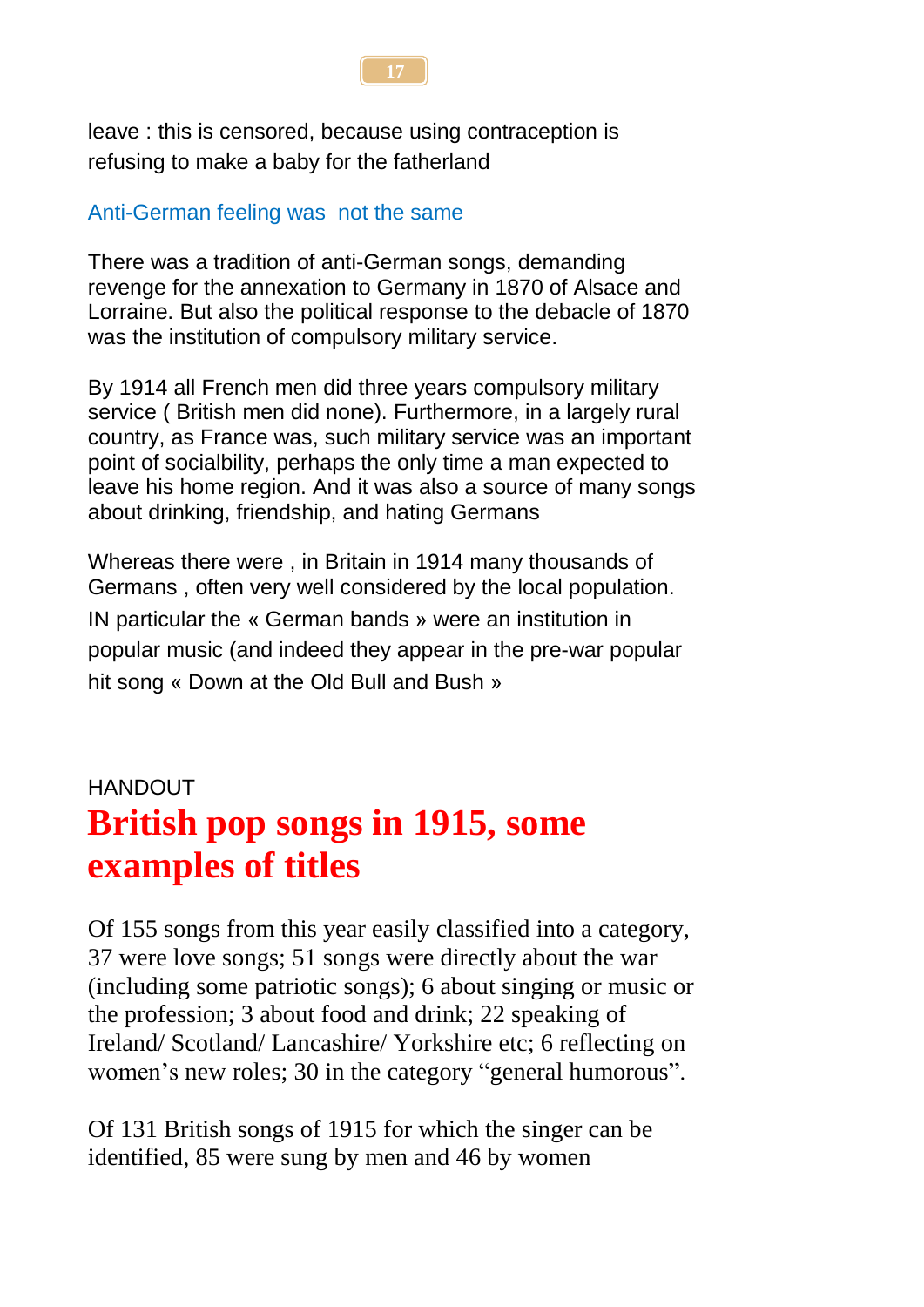leave : this is censored, because using contraception is refusing to make a baby for the fatherland

## Anti-German feeling was not the same

There was a tradition of anti-German songs, demanding revenge for the annexation to Germany in 1870 of Alsace and Lorraine. But also the political response to the debacle of 1870 was the institution of compulsory military service.

By 1914 all French men did three years compulsory military service ( British men did none). Furthermore, in a largely rural country, as France was, such military service was an important point of socialbility, perhaps the only time a man expected to leave his home region. And it was also a source of many songs about drinking, friendship, and hating Germans

Whereas there were , in Britain in 1914 many thousands of Germans , often very well considered by the local population. IN particular the « German bands » were an institution in popular music (and indeed they appear in the pre-war popular hit song « Down at the Old Bull and Bush »

HANDOUT

# British pop songs in 1915, some examples of titles

Of 155 songs from this year easily classified into a category, 37 were love songs; 51 songs were directly about the war (including some patriotic songs); 6 about singing or music or the profession; 3 about food and drink; 22 speaking of Ireland/ Scotland/ Lancashire/ Yorkshire etc; 6 reflecting on women's new roles; 30 in the category "general humorous".

Of 131 British songs of 1915 for which the singer can be identified, 85 were sung by men and 46 by women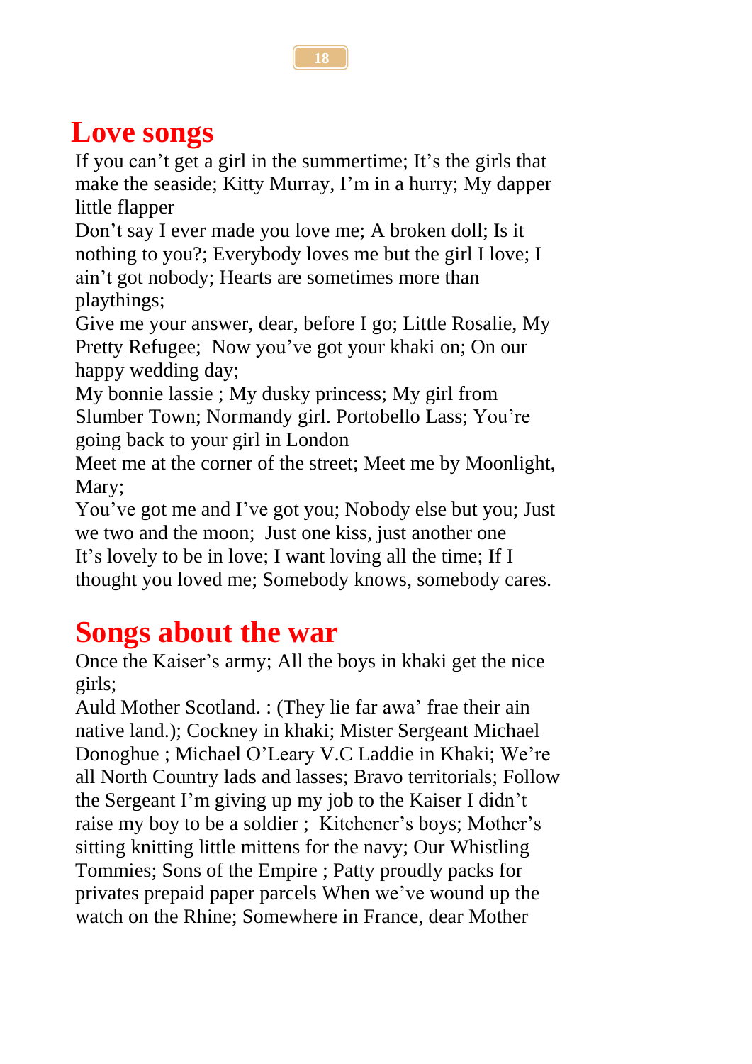## Love songs

If you can't get a girl in the summertime; It's the girls that make the seaside; Kitty Murray, I'm in a hurry; My dapper little flapper

Don't say I ever made you love me; A broken doll; Is it nothing to you?; Everybody loves me but the girl I love; I ain't got nobody; Hearts are sometimes more than playthings;

Give me your answer, dear, before I go; Little Rosalie, My Pretty Refugee; Now you've got your khaki on; On our happy wedding day;

My bonnie lassie ; My dusky princess; My girl from Slumber Town; Normandy girl. Portobello Lass; You're going back to your girl in London

Meet me at the corner of the street; Meet me by Moonlight, Mary;

You've got me and I've got you; Nobody else but you; Just we two and the moon; Just one kiss, just another one

It's lovely to be in love; I want loving all the time; If I thought you loved me; Somebody knows, somebody cares.

## Songs about the war

Once the Kaiser's army; All the boys in khaki get the nice girls;

Auld Mother Scotland. : (They lie far awa' frae their ain native land.); Cockney in khaki; Mister Sergeant Michael Donoghue ; Michael O'Leary V.C Laddie in Khaki; We're all North Country lads and lasses; Bravo territorials; Follow the Sergeant I'm giving up my job to the Kaiser I didn't raise my boy to be a soldier ; Kitchener's boys; Mother's sitting knitting little mittens for the navy; Our Whistling Tommies; Sons of the Empire ; Patty proudly packs for privates prepaid paper parcels When we've wound up the watch on the Rhine; Somewhere in France, dear Mother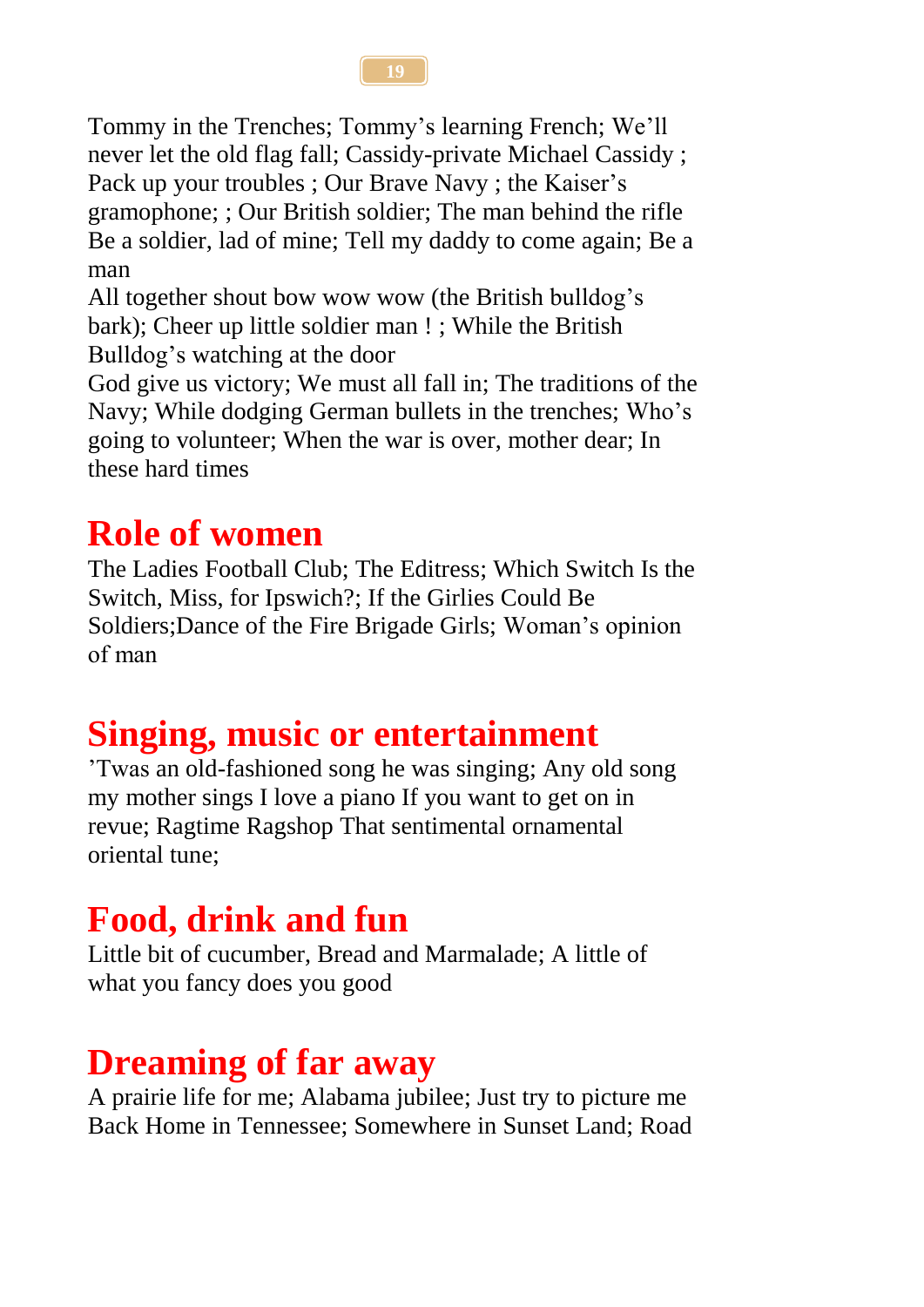Tommy in the Trenches; Tommy's learning French; We'll never let the old flag fall; Cassidy-private Michael Cassidy ; Pack up your troubles ; Our Brave Navy ; the Kaiser's gramophone; ; Our British soldier; The man behind the rifle Be a soldier, lad of mine; Tell my daddy to come again; Be a man

All together shout bow wow wow (the British bulldog's bark); Cheer up little soldier man ! ; While the British Bulldog's watching at the door

God give us victory; We must all fall in; The traditions of the Navy; While dodging German bullets in the trenches; Who's going to volunteer; When the war is over, mother dear; In these hard times

## Role of women

The Ladies Football Club; The Editress; Which Switch Is the Switch, Miss, for Ipswich?; If the Girlies Could Be Soldiers;Dance of the Fire Brigade Girls; Woman's opinion of man

## Singing, music or entertainment

'Twas an old-fashioned song he was singing; Any old song my mother sings I love a piano If you want to get on in revue; Ragtime Ragshop That sentimental ornamental oriental tune;

## Food, drink and fun

Little bit of cucumber, Bread and Marmalade; A little of what you fancy does you good

## Dreaming of far away

A prairie life for me; Alabama jubilee; Just try to picture me Back Home in Tennessee; Somewhere in Sunset Land; Road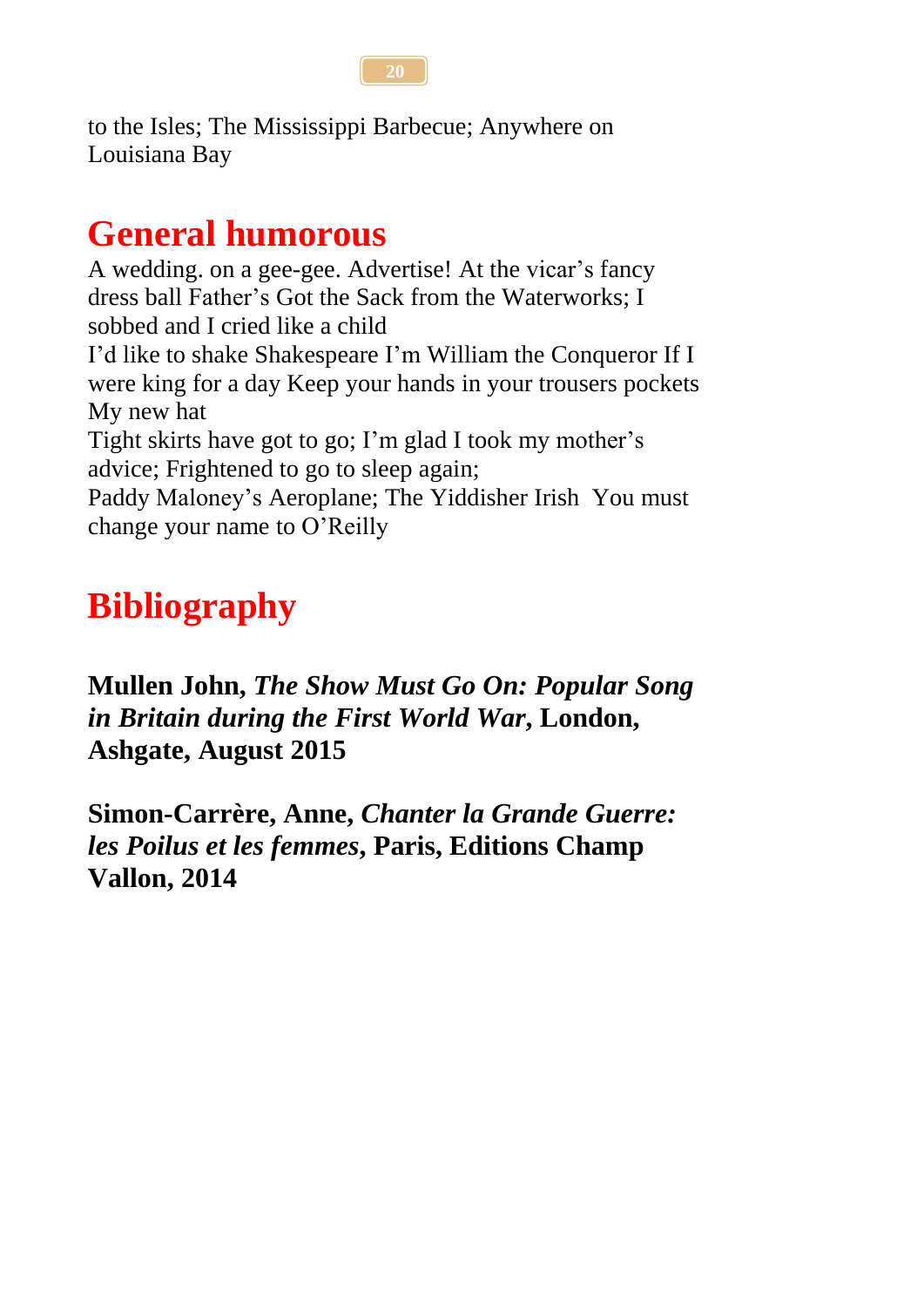to the Isles; The Mississippi Barbecue; Anywhere on Louisiana Bay

## General humorous

A wedding. on a gee-gee. Advertise! At the vicar's fancy dress ball Father's Got the Sack from the Waterworks; I sobbed and I cried like a child
I'd like to shake Shakespeare I'm William the Conqueror If I were king for a day Keep your hands in your trousers pockets My new hat
Tight skirts have got to go; I'm glad I took my mother's advice; Frightened to go to sleep again;
Paddy Maloney's Aeroplane; The Yiddisher Irish You must change your name to O'Reilly

## Bibliography

**Mullen John, *The Show Must Go On: Popular Song in Britain during the First World War*, London, Ashgate, August 2015**

**Simon-Carrère, Anne, *Chanter la Grande Guerre: les Poilus et les femmes*, Paris, Editions Champ Vallon, 2014**